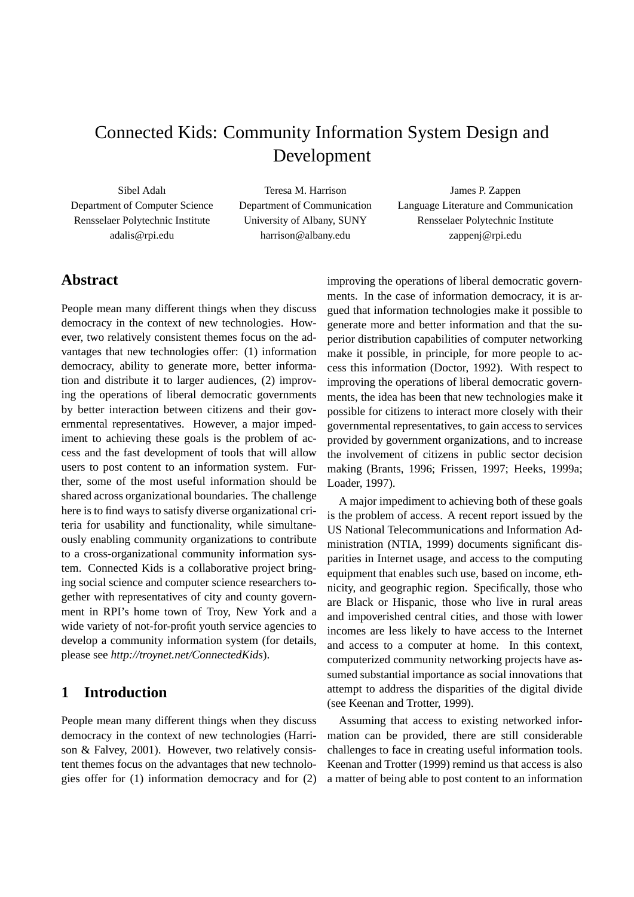# Connected Kids: Community Information System Design and Development

Sibel Adalı
Department of Computer Science
Rensselaer Polytechnic Institute
adalis@rpi.edu

Teresa M. Harrison
Department of Communication
University of Albany, SUNY
harrison@albany.edu

James P. Zappen
Language Literature and Communication
Rensselaer Polytechnic Institute
zappenj@rpi.edu

## Abstract

People mean many different things when they discuss democracy in the context of new technologies. However, two relatively consistent themes focus on the advantages that new technologies offer: (1) information democracy, ability to generate more, better information and distribute it to larger audiences, (2) improving the operations of liberal democratic governments by better interaction between citizens and their governmental representatives. However, a major impediment to achieving these goals is the problem of access and the fast development of tools that will allow users to post content to an information system. Further, some of the most useful information should be shared across organizational boundaries. The challenge here is to find ways to satisfy diverse organizational criteria for usability and functionality, while simultaneously enabling community organizations to contribute to a cross-organizational community information system. Connected Kids is a collaborative project bringing social science and computer science researchers together with representatives of city and county government in RPI's home town of Troy, New York and a wide variety of not-for-profit youth service agencies to develop a community information system (for details, please see *http://troynet.net/ConnectedKids*).

## 1 Introduction

People mean many different things when they discuss democracy in the context of new technologies (Harrison & Falvey, 2001). However, two relatively consistent themes focus on the advantages that new technologies offer for (1) information democracy and for (2) improving the operations of liberal democratic governments. In the case of information democracy, it is argued that information technologies make it possible to generate more and better information and that the superior distribution capabilities of computer networking make it possible, in principle, for more people to access this information (Doctor, 1992). With respect to improving the operations of liberal democratic governments, the idea has been that new technologies make it possible for citizens to interact more closely with their governmental representatives, to gain access to services provided by government organizations, and to increase the involvement of citizens in public sector decision making (Brants, 1996; Frissen, 1997; Heeks, 1999a; Loader, 1997).

A major impediment to achieving both of these goals is the problem of access. A recent report issued by the US National Telecommunications and Information Administration (NTIA, 1999) documents significant disparities in Internet usage, and access to the computing equipment that enables such use, based on income, ethnicity, and geographic region. Specifically, those who are Black or Hispanic, those who live in rural areas and impoverished central cities, and those with lower incomes are less likely to have access to the Internet and access to a computer at home. In this context, computerized community networking projects have assumed substantial importance as social innovations that attempt to address the disparities of the digital divide (see Keenan and Trotter, 1999).

Assuming that access to existing networked information can be provided, there are still considerable challenges to face in creating useful information tools. Keenan and Trotter (1999) remind us that access is also a matter of being able to post content to an information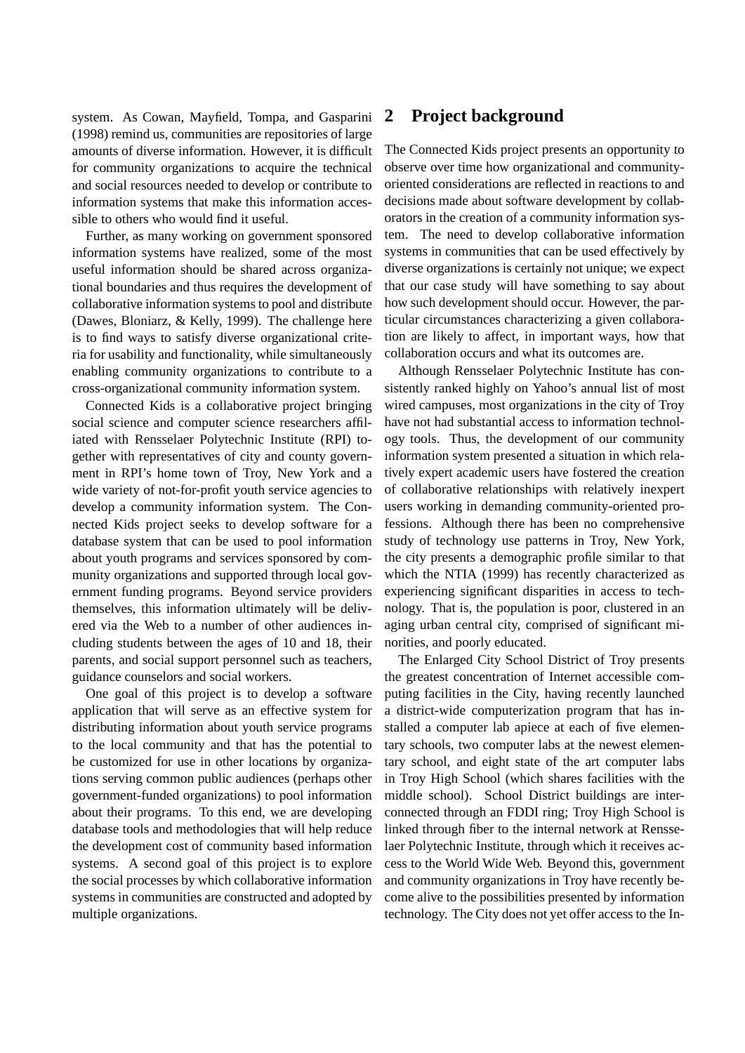system. As Cowan, Mayfield, Tompa, and Gasparini (1998) remind us, communities are repositories of large amounts of diverse information. However, it is difficult for community organizations to acquire the technical and social resources needed to develop or contribute to information systems that make this information accessible to others who would find it useful.

Further, as many working on government sponsored information systems have realized, some of the most useful information should be shared across organizational boundaries and thus requires the development of collaborative information systems to pool and distribute (Dawes, Bloniarz, & Kelly, 1999). The challenge here is to find ways to satisfy diverse organizational criteria for usability and functionality, while simultaneously enabling community organizations to contribute to a cross-organizational community information system.

Connected Kids is a collaborative project bringing social science and computer science researchers affiliated with Rensselaer Polytechnic Institute (RPI) together with representatives of city and county government in RPI's home town of Troy, New York and a wide variety of not-for-profit youth service agencies to develop a community information system. The Connected Kids project seeks to develop software for a database system that can be used to pool information about youth programs and services sponsored by community organizations and supported through local government funding programs. Beyond service providers themselves, this information ultimately will be delivered via the Web to a number of other audiences including students between the ages of 10 and 18, their parents, and social support personnel such as teachers, guidance counselors and social workers.

One goal of this project is to develop a software application that will serve as an effective system for distributing information about youth service programs to the local community and that has the potential to be customized for use in other locations by organizations serving common public audiences (perhaps other government-funded organizations) to pool information about their programs. To this end, we are developing database tools and methodologies that will help reduce the development cost of community based information systems. A second goal of this project is to explore the social processes by which collaborative information systems in communities are constructed and adopted by multiple organizations.

## 2 Project background

The Connected Kids project presents an opportunity to observe over time how organizational and community-oriented considerations are reflected in reactions to and decisions made about software development by collaborators in the creation of a community information system. The need to develop collaborative information systems in communities that can be used effectively by diverse organizations is certainly not unique; we expect that our case study will have something to say about how such development should occur. However, the particular circumstances characterizing a given collaboration are likely to affect, in important ways, how that collaboration occurs and what its outcomes are.

Although Rensselaer Polytechnic Institute has consistently ranked highly on Yahoo's annual list of most wired campuses, most organizations in the city of Troy have not had substantial access to information technology tools. Thus, the development of our community information system presented a situation in which relatively expert academic users have fostered the creation of collaborative relationships with relatively inexpert users working in demanding community-oriented professions. Although there has been no comprehensive study of technology use patterns in Troy, New York, the city presents a demographic profile similar to that which the NTIA (1999) has recently characterized as experiencing significant disparities in access to technology. That is, the population is poor, clustered in an aging urban central city, comprised of significant minorities, and poorly educated.

The Enlarged City School District of Troy presents the greatest concentration of Internet accessible computing facilities in the City, having recently launched a district-wide computerization program that has installed a computer lab apiece at each of five elementary schools, two computer labs at the newest elementary school, and eight state of the art computer labs in Troy High School (which shares facilities with the middle school). School District buildings are interconnected through an FDDI ring; Troy High School is linked through fiber to the internal network at Rensselaer Polytechnic Institute, through which it receives access to the World Wide Web. Beyond this, government and community organizations in Troy have recently become alive to the possibilities presented by information technology. The City does not yet offer access to the In-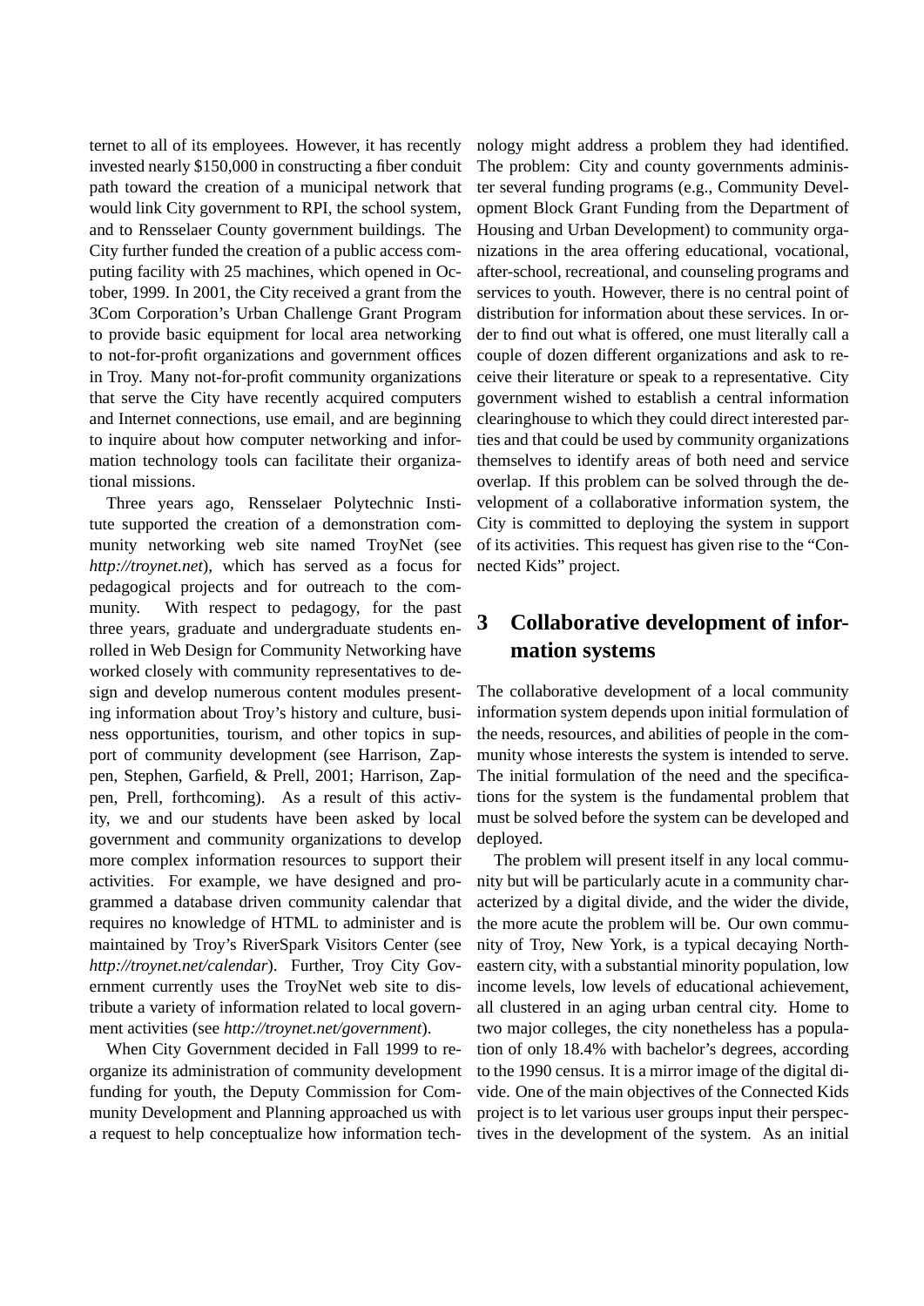ternet to all of its employees. However, it has recently invested nearly $150,000 in constructing a fiber conduit path toward the creation of a municipal network that would link City government to RPI, the school system, and to Rensselaer County government buildings. The City further funded the creation of a public access computing facility with 25 machines, which opened in October, 1999. In 2001, the City received a grant from the 3Com Corporation's Urban Challenge Grant Program to provide basic equipment for local area networking to not-for-profit organizations and government offices in Troy. Many not-for-profit community organizations that serve the City have recently acquired computers and Internet connections, use email, and are beginning to inquire about how computer networking and information technology tools can facilitate their organizational missions.

Three years ago, Rensselaer Polytechnic Institute supported the creation of a demonstration community networking web site named TroyNet (see *http://troynet.net*), which has served as a focus for pedagogical projects and for outreach to the community. With respect to pedagogy, for the past three years, graduate and undergraduate students enrolled in Web Design for Community Networking have worked closely with community representatives to design and develop numerous content modules presenting information about Troy's history and culture, business opportunities, tourism, and other topics in support of community development (see Harrison, Zappen, Stephen, Garfield, & Prell, 2001; Harrison, Zappen, Prell, forthcoming). As a result of this activity, we and our students have been asked by local government and community organizations to develop more complex information resources to support their activities. For example, we have designed and programmed a database driven community calendar that requires no knowledge of HTML to administer and is maintained by Troy's RiverSpark Visitors Center (see *http://troynet.net/calendar*). Further, Troy City Government currently uses the TroyNet web site to distribute a variety of information related to local government activities (see *http://troynet.net/government*).

When City Government decided in Fall 1999 to reorganize its administration of community development funding for youth, the Deputy Commission for Community Development and Planning approached us with a request to help conceptualize how information technology might address a problem they had identified. The problem: City and county governments administer several funding programs (e.g., Community Development Block Grant Funding from the Department of Housing and Urban Development) to community organizations in the area offering educational, vocational, after-school, recreational, and counseling programs and services to youth. However, there is no central point of distribution for information about these services. In order to find out what is offered, one must literally call a couple of dozen different organizations and ask to receive their literature or speak to a representative. City government wished to establish a central information clearinghouse to which they could direct interested parties and that could be used by community organizations themselves to identify areas of both need and service overlap. If this problem can be solved through the development of a collaborative information system, the City is committed to deploying the system in support of its activities. This request has given rise to the "Connected Kids" project.

## 3 Collaborative development of information systems

The collaborative development of a local community information system depends upon initial formulation of the needs, resources, and abilities of people in the community whose interests the system is intended to serve. The initial formulation of the need and the specifications for the system is the fundamental problem that must be solved before the system can be developed and deployed.

The problem will present itself in any local community but will be particularly acute in a community characterized by a digital divide, and the wider the divide, the more acute the problem will be. Our own community of Troy, New York, is a typical decaying Northeastern city, with a substantial minority population, low income levels, low levels of educational achievement, all clustered in an aging urban central city. Home to two major colleges, the city nonetheless has a population of only 18.4% with bachelor's degrees, according to the 1990 census. It is a mirror image of the digital divide. One of the main objectives of the Connected Kids project is to let various user groups input their perspectives in the development of the system. As an initial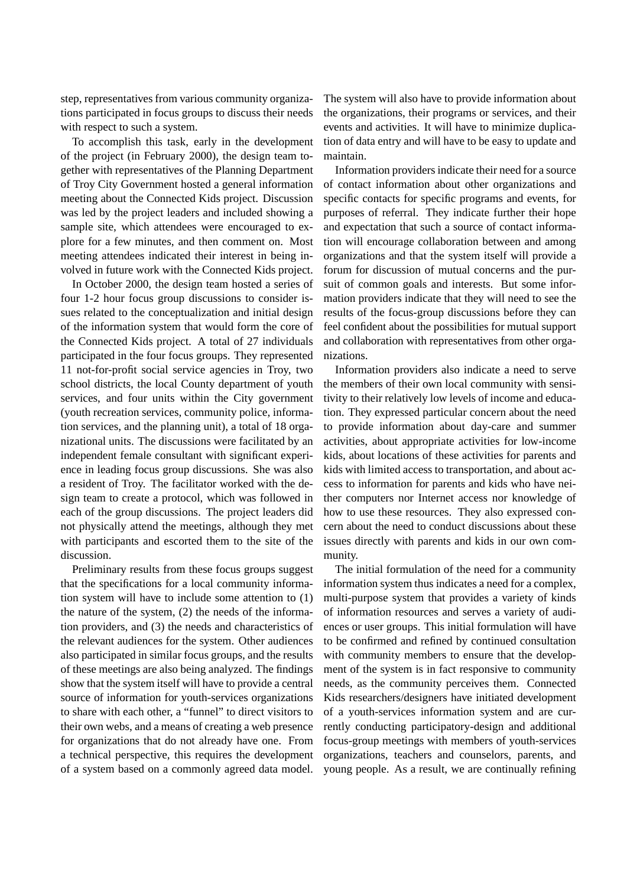step, representatives from various community organizations participated in focus groups to discuss their needs with respect to such a system.

To accomplish this task, early in the development of the project (in February 2000), the design team together with representatives of the Planning Department of Troy City Government hosted a general information meeting about the Connected Kids project. Discussion was led by the project leaders and included showing a sample site, which attendees were encouraged to explore for a few minutes, and then comment on. Most meeting attendees indicated their interest in being involved in future work with the Connected Kids project.

In October 2000, the design team hosted a series of four 1-2 hour focus group discussions to consider issues related to the conceptualization and initial design of the information system that would form the core of the Connected Kids project. A total of 27 individuals participated in the four focus groups. They represented 11 not-for-profit social service agencies in Troy, two school districts, the local County department of youth services, and four units within the City government (youth recreation services, community police, information services, and the planning unit), a total of 18 organizational units. The discussions were facilitated by an independent female consultant with significant experience in leading focus group discussions. She was also a resident of Troy. The facilitator worked with the design team to create a protocol, which was followed in each of the group discussions. The project leaders did not physically attend the meetings, although they met with participants and escorted them to the site of the discussion.

Preliminary results from these focus groups suggest that the specifications for a local community information system will have to include some attention to (1) the nature of the system, (2) the needs of the information providers, and (3) the needs and characteristics of the relevant audiences for the system. Other audiences also participated in similar focus groups, and the results of these meetings are also being analyzed. The findings show that the system itself will have to provide a central source of information for youth-services organizations to share with each other, a "funnel" to direct visitors to their own webs, and a means of creating a web presence for organizations that do not already have one. From a technical perspective, this requires the development of a system based on a commonly agreed data model. The system will also have to provide information about the organizations, their programs or services, and their events and activities. It will have to minimize duplication of data entry and will have to be easy to update and maintain.

Information providers indicate their need for a source of contact information about other organizations and specific contacts for specific programs and events, for purposes of referral. They indicate further their hope and expectation that such a source of contact information will encourage collaboration between and among organizations and that the system itself will provide a forum for discussion of mutual concerns and the pursuit of common goals and interests. But some information providers indicate that they will need to see the results of the focus-group discussions before they can feel confident about the possibilities for mutual support and collaboration with representatives from other organizations.

Information providers also indicate a need to serve the members of their own local community with sensitivity to their relatively low levels of income and education. They expressed particular concern about the need to provide information about day-care and summer activities, about appropriate activities for low-income kids, about locations of these activities for parents and kids with limited access to transportation, and about access to information for parents and kids who have neither computers nor Internet access nor knowledge of how to use these resources. They also expressed concern about the need to conduct discussions about these issues directly with parents and kids in our own community.

The initial formulation of the need for a community information system thus indicates a need for a complex, multi-purpose system that provides a variety of kinds of information resources and serves a variety of audiences or user groups. This initial formulation will have to be confirmed and refined by continued consultation with community members to ensure that the development of the system is in fact responsive to community needs, as the community perceives them. Connected Kids researchers/designers have initiated development of a youth-services information system and are currently conducting participatory-design and additional focus-group meetings with members of youth-services organizations, teachers and counselors, parents, and young people. As a result, we are continually refining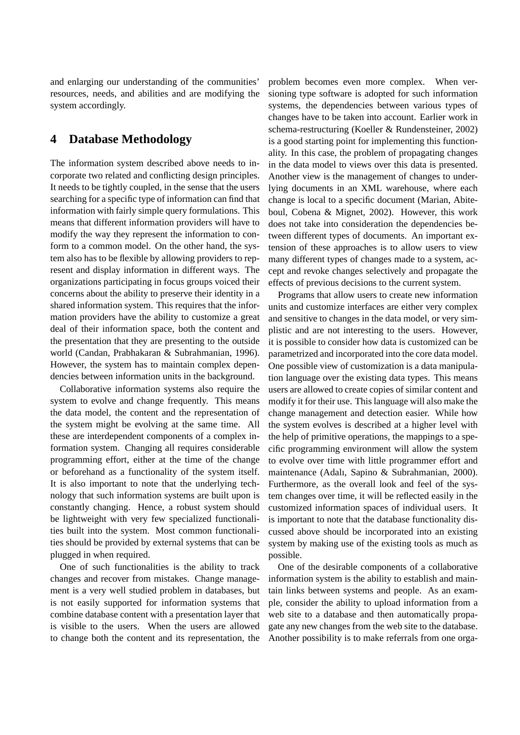and enlarging our understanding of the communities' resources, needs, and abilities and are modifying the system accordingly.

## 4 Database Methodology

The information system described above needs to incorporate two related and conflicting design principles. It needs to be tightly coupled, in the sense that the users searching for a specific type of information can find that information with fairly simple query formulations. This means that different information providers will have to modify the way they represent the information to conform to a common model. On the other hand, the system also has to be flexible by allowing providers to represent and display information in different ways. The organizations participating in focus groups voiced their concerns about the ability to preserve their identity in a shared information system. This requires that the information providers have the ability to customize a great deal of their information space, both the content and the presentation that they are presenting to the outside world (Candan, Prabhakaran & Subrahmanian, 1996). However, the system has to maintain complex dependencies between information units in the background.

Collaborative information systems also require the system to evolve and change frequently. This means the data model, the content and the representation of the system might be evolving at the same time. All these are interdependent components of a complex information system. Changing all requires considerable programming effort, either at the time of the change or beforehand as a functionality of the system itself. It is also important to note that the underlying technology that such information systems are built upon is constantly changing. Hence, a robust system should be lightweight with very few specialized functionalities built into the system. Most common functionalities should be provided by external systems that can be plugged in when required.

One of such functionalities is the ability to track changes and recover from mistakes. Change management is a very well studied problem in databases, but is not easily supported for information systems that combine database content with a presentation layer that is visible to the users. When the users are allowed to change both the content and its representation, the problem becomes even more complex. When versioning type software is adopted for such information systems, the dependencies between various types of changes have to be taken into account. Earlier work in schema-restructuring (Koeller & Rundensteiner, 2002) is a good starting point for implementing this functionality. In this case, the problem of propagating changes in the data model to views over this data is presented. Another view is the management of changes to underlying documents in an XML warehouse, where each change is local to a specific document (Marian, Abiteboul, Cobena & Mignet, 2002). However, this work does not take into consideration the dependencies between different types of documents. An important extension of these approaches is to allow users to view many different types of changes made to a system, accept and revoke changes selectively and propagate the effects of previous decisions to the current system.

Programs that allow users to create new information units and customize interfaces are either very complex and sensitive to changes in the data model, or very simplistic and are not interesting to the users. However, it is possible to consider how data is customized can be parametrized and incorporated into the core data model. One possible view of customization is a data manipulation language over the existing data types. This means users are allowed to create copies of similar content and modify it for their use. This language will also make the change management and detection easier. While how the system evolves is described at a higher level with the help of primitive operations, the mappings to a specific programming environment will allow the system to evolve over time with little programmer effort and maintenance (Adalı, Sapino & Subrahmanian, 2000). Furthermore, as the overall look and feel of the system changes over time, it will be reflected easily in the customized information spaces of individual users. It is important to note that the database functionality discussed above should be incorporated into an existing system by making use of the existing tools as much as possible.

One of the desirable components of a collaborative information system is the ability to establish and maintain links between systems and people. As an example, consider the ability to upload information from a web site to a database and then automatically propagate any new changes from the web site to the database. Another possibility is to make referrals from one orga-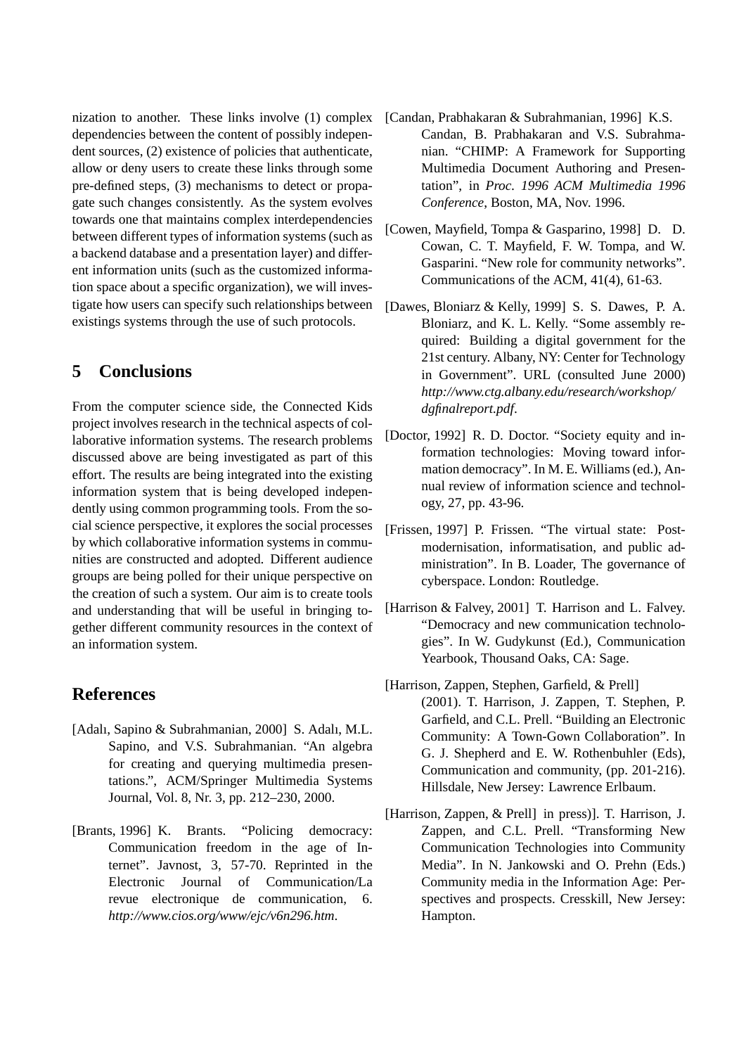nization to another. These links involve (1) complex dependencies between the content of possibly independent sources, (2) existence of policies that authenticate, allow or deny users to create these links through some pre-defined steps, (3) mechanisms to detect or propagate such changes consistently. As the system evolves towards one that maintains complex interdependencies between different types of information systems (such as a backend database and a presentation layer) and different information units (such as the customized information space about a specific organization), we will investigate how users can specify such relationships between existings systems through the use of such protocols.

## 5 Conclusions

From the computer science side, the Connected Kids project involves research in the technical aspects of collaborative information systems. The research problems discussed above are being investigated as part of this effort. The results are being integrated into the existing information system that is being developed independently using common programming tools. From the social science perspective, it explores the social processes by which collaborative information systems in communities are constructed and adopted. Different audience groups are being polled for their unique perspective on the creation of such a system. Our aim is to create tools and understanding that will be useful in bringing together different community resources in the context of an information system.

## References

[Adalı, Sapino & Subrahmanian, 2000] S. Adalı, M.L. Sapino, and V.S. Subrahmanian. "An algebra for creating and querying multimedia presentations.", ACM/Springer Multimedia Systems Journal, Vol. 8, Nr. 3, pp. 212–230, 2000.

[Brants, 1996] K. Brants. "Policing democracy: Communication freedom in the age of Internet". Javnost, 3, 57-70. Reprinted in the Electronic Journal of Communication/La revue electronique de communication, 6. *http://www.cios.org/www/ejc/v6n296.htm*.

[Candan, Prabhakaran & Subrahmanian, 1996] K.S. Candan, B. Prabhakaran and V.S. Subrahmanian. "CHIMP: A Framework for Supporting Multimedia Document Authoring and Presentation", in *Proc. 1996 ACM Multimedia 1996 Conference*, Boston, MA, Nov. 1996.

[Cowen, Mayfield, Tompa & Gasparino, 1998] D. D. Cowan, C. T. Mayfield, F. W. Tompa, and W. Gasparini. "New role for community networks". Communications of the ACM, 41(4), 61-63.

[Dawes, Bloniarz & Kelly, 1999] S. S. Dawes, P. A. Bloniarz, and K. L. Kelly. "Some assembly required: Building a digital government for the 21st century. Albany, NY: Center for Technology in Government". URL (consulted June 2000) *http://www.ctg.albany.edu/research/workshop/dgfinalreport.pdf*.

[Doctor, 1992] R. D. Doctor. "Society equity and information technologies: Moving toward information democracy". In M. E. Williams (ed.), Annual review of information science and technology, 27, pp. 43-96.

[Frissen, 1997] P. Frissen. "The virtual state: Postmodernisation, informatisation, and public administration". In B. Loader, The governance of cyberspace. London: Routledge.

[Harrison & Falvey, 2001] T. Harrison and L. Falvey. "Democracy and new communication technologies". In W. Gudykunst (Ed.), Communication Yearbook, Thousand Oaks, CA: Sage.

[Harrison, Zappen, Stephen, Garfield, & Prell] (2001). T. Harrison, J. Zappen, T. Stephen, P. Garfield, and C.L. Prell. "Building an Electronic Community: A Town-Gown Collaboration". In G. J. Shepherd and E. W. Rothenbuhler (Eds), Communication and community, (pp. 201-216). Hillsdale, New Jersey: Lawrence Erlbaum.

[Harrison, Zappen, & Prell] in press)]. T. Harrison, J. Zappen, and C.L. Prell. "Transforming New Communication Technologies into Community Media". In N. Jankowski and O. Prehn (Eds.) Community media in the Information Age: Perspectives and prospects. Cresskill, New Jersey: Hampton.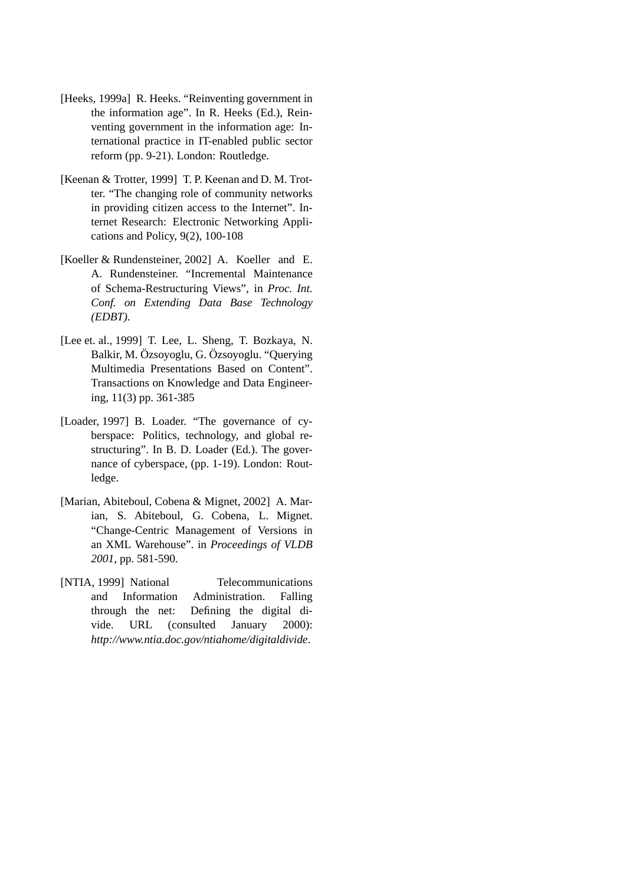[Heeks, 1999a] R. Heeks. "Reinventing government in the information age". In R. Heeks (Ed.), Reinventing government in the information age: International practice in IT-enabled public sector reform (pp. 9-21). London: Routledge.

[Keenan & Trotter, 1999] T. P. Keenan and D. M. Trotter. "The changing role of community networks in providing citizen access to the Internet". Internet Research: Electronic Networking Applications and Policy, 9(2), 100-108

[Koeller & Rundensteiner, 2002] A. Koeller and E. A. Rundensteiner. "Incremental Maintenance of Schema-Restructuring Views", in *Proc. Int. Conf. on Extending Data Base Technology (EDBT)*.

[Lee et. al., 1999] T. Lee, L. Sheng, T. Bozkaya, N. Balkir, M. Özsoyoglu, G. Özsoyoglu. "Querying Multimedia Presentations Based on Content". Transactions on Knowledge and Data Engineering, 11(3) pp. 361-385

[Loader, 1997] B. Loader. "The governance of cyberspace: Politics, technology, and global restructuring". In B. D. Loader (Ed.). The governance of cyberspace, (pp. 1-19). London: Routledge.

[Marian, Abiteboul, Cobena & Mignet, 2002] A. Marian, S. Abiteboul, G. Cobena, L. Mignet. "Change-Centric Management of Versions in an XML Warehouse". in *Proceedings of VLDB 2001*, pp. 581-590.

[NTIA, 1999] National Telecommunications and Information Administration. Falling through the net: Defining the digital divide. URL (consulted January 2000): *http://www.ntia.doc.gov/ntiahome/digitaldivide*.